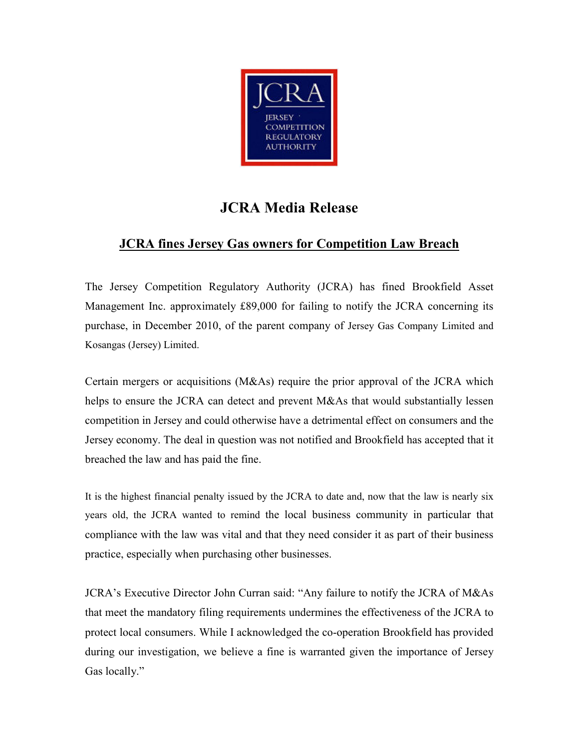# JCRA Media Release

## JCRA fines Jersey Gas owners for Competition Law Breach

The Jersey Competition Regulatory Authority (JCRA) has fined Brookfield Asset Management Inc. approximately £89,000 for failing to notify the JCRA concerning its purchase, in December 2010, of the parent company of Jersey Gas Company Limited and Kosangas (Jersey) Limited.

Certain mergers or acquisitions (M&As) require the prior approval of the JCRA which helps to ensure the JCRA can detect and prevent M&As that would substantially lessen competition in Jersey and could otherwise have a detrimental effect on consumers and the Jersey economy. The deal in question was not notified and Brookfield has accepted that it breached the law and has paid the fine.

It is the highest financial penalty issued by the JCRA to date and, now that the law is nearly six years old, the JCRA wanted to remind the local business community in particular that compliance with the law was vital and that they need consider it as part of their business practice, especially when purchasing other businesses.

JCRA's Executive Director John Curran said: "Any failure to notify the JCRA of M&As that meet the mandatory filing requirements undermines the effectiveness of the JCRA to protect local consumers. While I acknowledged the co-operation Brookfield has provided during our investigation, we believe a fine is warranted given the importance of Jersey Gas locally."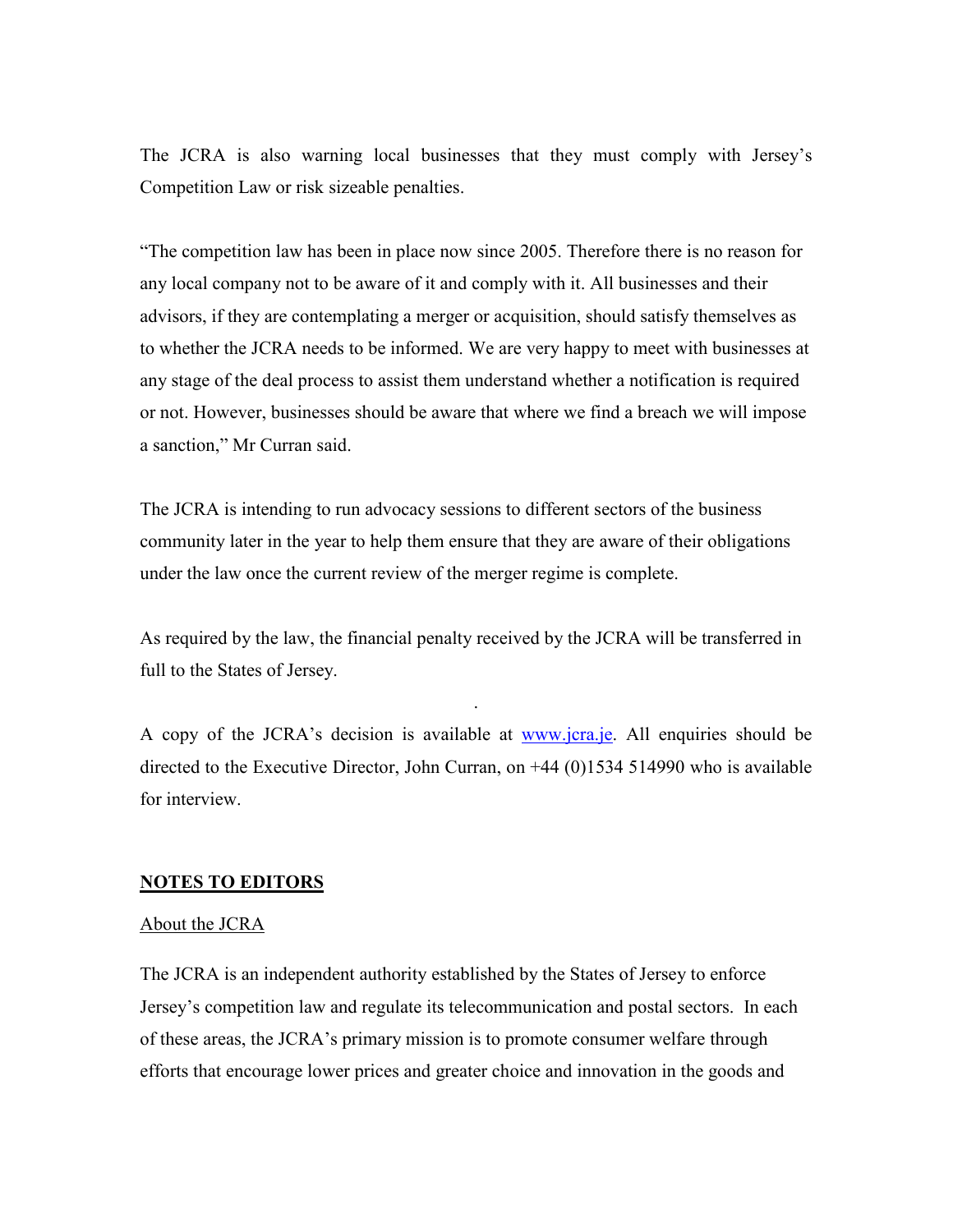The JCRA is also warning local businesses that they must comply with Jersey's Competition Law or risk sizeable penalties.

"The competition law has been in place now since 2005. Therefore there is no reason for any local company not to be aware of it and comply with it. All businesses and their advisors, if they are contemplating a merger or acquisition, should satisfy themselves as to whether the JCRA needs to be informed. We are very happy to meet with businesses at any stage of the deal process to assist them understand whether a notification is required or not. However, businesses should be aware that where we find a breach we will impose a sanction," Mr Curran said.

The JCRA is intending to run advocacy sessions to different sectors of the business community later in the year to help them ensure that they are aware of their obligations under the law once the current review of the merger regime is complete.

As required by the law, the financial penalty received by the JCRA will be transferred in full to the States of Jersey.

A copy of the JCRA's decision is available at [www.jcra.je](http://www.jcra.je). All enquiries should be directed to the Executive Director, John Curran, on +44 (0)1534 514990 who is available for interview.

## NOTES TO EDITORS

### About the JCRA

The JCRA is an independent authority established by the States of Jersey to enforce Jersey's competition law and regulate its telecommunication and postal sectors. In each of these areas, the JCRA's primary mission is to promote consumer welfare through efforts that encourage lower prices and greater choice and innovation in the goods and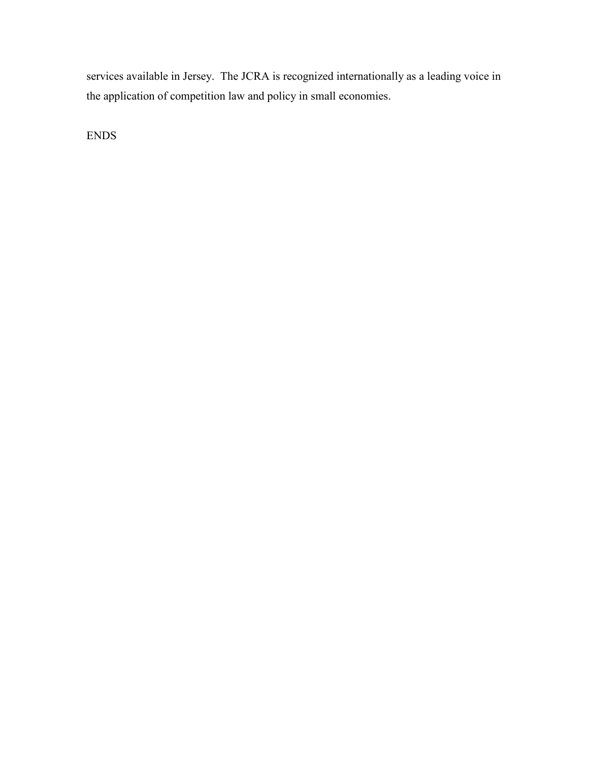services available in Jersey. The JCRA is recognized internationally as a leading voice in the application of competition law and policy in small economies.

ENDS